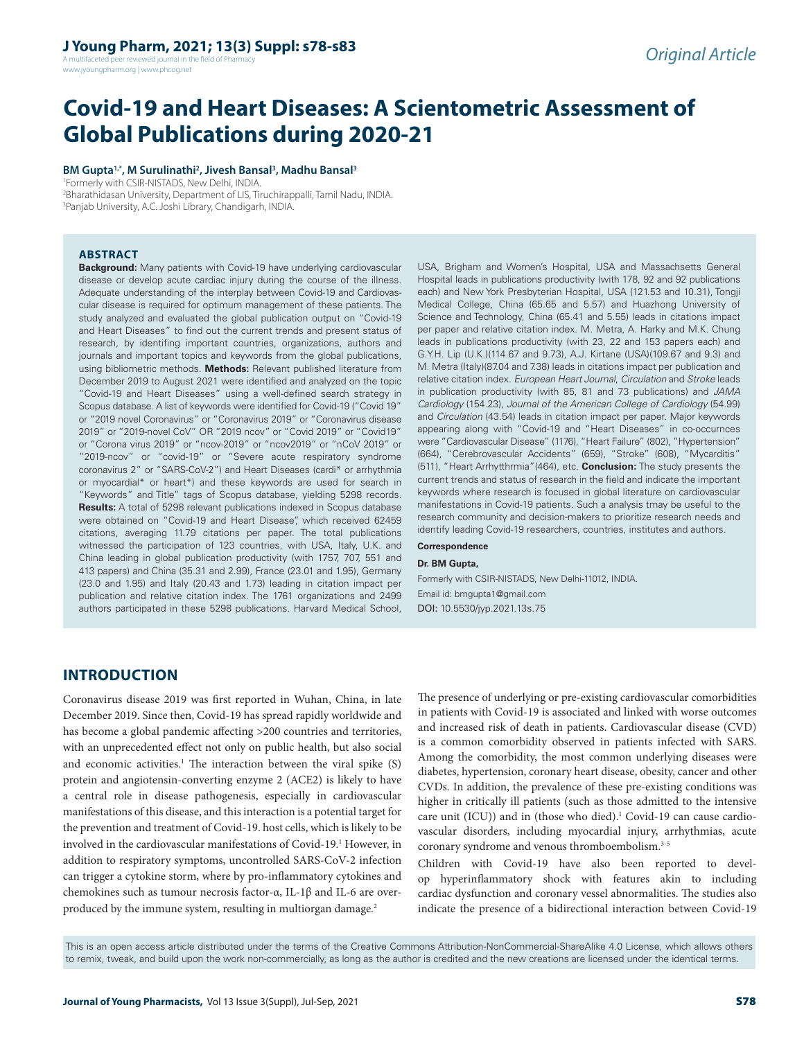# Covid-19 and Heart Diseases: A Scientometric Assessment of Global Publications during 2020-21

**BM Gupta[1,*], M Surulinathi[2], Jivesh Bansal[3], Madhu Bansal[3]**

[1]Formerly with CSIR-NISTADS, New Delhi, INDIA.
[2]Bharathidasan University, Department of LIS, Tiruchirappalli, Tamil Nadu, INDIA.
[3]Panjab University, A.C. Joshi Library, Chandigarh, INDIA.

## ABSTRACT

**Background:** Many patients with Covid-19 have underlying cardiovascular disease or develop acute cardiac injury during the course of the illness. Adequate understanding of the interplay between Covid-19 and Cardiovascular disease is required for optimum management of these patients. The study analyzed and evaluated the global publication output on "Covid-19 and Heart Diseases" to find out the current trends and present status of research, by identifing important countries, organizations, authors and journals and important topics and keywords from the global publications, using bibliometric methods. **Methods:** Relevant published literature from December 2019 to August 2021 were identified and analyzed on the topic "Covid-19 and Heart Diseases" using a well-defined search strategy in Scopus database. A list of keywords were identified for Covid-19 ("Covid 19" or "2019 novel Coronavirus" or "Coronavirus 2019" or "Coronavirus disease 2019" or "2019-novel CoV" OR "2019 ncov" or "Covid 2019" or "Covid19" or "Corona virus 2019" or "ncov-2019" or "ncov2019" or "nCoV 2019" or "2019-ncov" or "covid-19" or "Severe acute respiratory syndrome coronavirus 2" or "SARS-CoV-2") and Heart Diseases (cardi* or arrhythmia or myocardial* or heart*) and these keywords are used for search in "Keywords" and Title" tags of Scopus database, yielding 5298 records. **Results:** A total of 5298 relevant publications indexed in Scopus database were obtained on "Covid-19 and Heart Disease", which received 62459 citations, averaging 11.79 citations per paper. The total publications witnessed the participation of 123 countries, with USA, Italy, U.K. and China leading in global publication productivity (with 1757, 707, 551 and 413 papers) and China (35.31 and 2.99), France (23.01 and 1.95), Germany (23.0 and 1.95) and Italy (20.43 and 1.73) leading in citation impact per publication and relative citation index. The 1761 organizations and 2499 authors participated in these 5298 publications. Harvard Medical School, USA, Brigham and Women's Hospital, USA and Massachsetts General Hospital leads in publications productivity (with 178, 92 and 92 publications each) and New York Presbyterian Hospital, USA (121.53 and 10.31), Tongji Medical College, China (65.65 and 5.57) and Huazhong University of Science and Technology, China (65.41 and 5.55) leads in citations impact per paper and relative citation index. M. Metra, A. Harky and M.K. Chung leads in publications productivity (with 23, 22 and 153 papers each) and G.Y.H. Lip (U.K.)(114.67 and 9.73), A.J. Kirtane (USA)(109.67 and 9.3) and M. Metra (Italy)(87.04 and 7.38) leads in citations impact per publication and relative citation index. *European Heart Journal*, *Circulation* and *Stroke* leads in publication productivity (with 85, 81 and 73 publications) and *JAMA Cardiology* (154.23), *Journal of the American College of Cardiology* (54.99) and *Circulation* (43.54) leads in citation impact per paper. Major keywords appearing along with "Covid-19 and "Heart Diseases" in co-occurnces were "Cardiovascular Disease" (1176), "Heart Failure" (802), "Hypertension" (664), "Cerebrovascular Accidents" (659), "Stroke" (608), "Mycarditis" (511), "Heart Arrhytthrmia"(464), etc. **Conclusion:** The study presents the current trends and status of research in the field and indicate the important keywords where research is focused in global literature on cardiovascular manifestations in Covid-19 patients. Such a analysis tmay be useful to the research community and decision-makers to prioritize research needs and identify leading Covid-19 researchers, countries, institutes and authors.

**Correspondence**

**Dr. BM Gupta,**

Formerly with CSIR-NISTADS, New Delhi-11012, INDIA.

Email id: bmgupta1@gmail.com

DOI: 10.5530/jyp.2021.13s.75

## INTRODUCTION

Coronavirus disease 2019 was first reported in Wuhan, China, in late December 2019. Since then, Covid-19 has spread rapidly worldwide and has become a global pandemic affecting >200 countries and territories, with an unprecedented effect not only on public health, but also social and economic activities.[1] The interaction between the viral spike (S) protein and angiotensin-converting enzyme 2 (ACE2) is likely to have a central role in disease pathogenesis, especially in cardiovascular manifestations of this disease, and this interaction is a potential target for the prevention and treatment of Covid-19. host cells, which is likely to be involved in the cardiovascular manifestations of Covid-19.[1] However, in addition to respiratory symptoms, uncontrolled SARS-CoV-2 infection can trigger a cytokine storm, where by pro-inflammatory cytokines and chemokines such as tumour necrosis factor-α, IL-1β and IL-6 are over-produced by the immune system, resulting in multiorgan damage.[2]

The presence of underlying or pre-existing cardiovascular comorbidities in patients with Covid-19 is associated and linked with worse outcomes and increased risk of death in patients. Cardiovascular disease (CVD) is a common comorbidity observed in patients infected with SARS. Among the comorbidity, the most common underlying diseases were diabetes, hypertension, coronary heart disease, obesity, cancer and other CVDs. In addition, the prevalence of these pre-existing conditions was higher in critically ill patients (such as those admitted to the intensive care unit (ICU)) and in (those who died).[1] Covid-19 can cause cardiovascular disorders, including myocardial injury, arrhythmias, acute coronary syndrome and venous thromboembolism.[3-5]

Children with Covid-19 have also been reported to develop hyperinflammatory shock with features akin to including cardiac dysfunction and coronary vessel abnormalities. The studies also indicate the presence of a bidirectional interaction between Covid-19

This is an open access article distributed under the terms of the Creative Commons Attribution-NonCommercial-ShareAlike 4.0 License, which allows others to remix, tweak, and build upon the work non-commercially, as long as the author is credited and the new creations are licensed under the identical terms.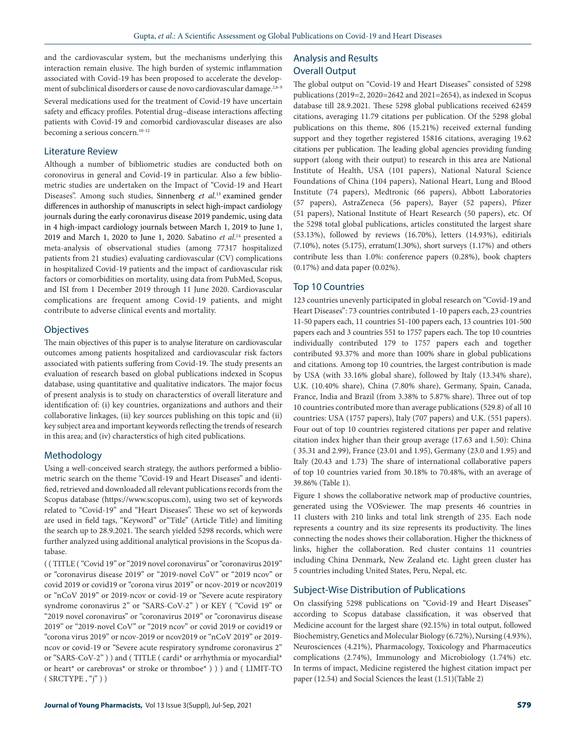and the cardiovascular system, but the mechanisms underlying this interaction remain elusive. The high burden of systemic inflammation associated with Covid-19 has been proposed to accelerate the development of subclinical disorders or cause de novo cardiovascular damage.[2,6-9] Several medications used for the treatment of Covid-19 have uncertain safety and efficacy profiles. Potential drug–disease interactions affecting patients with Covid-19 and comorbid cardiovascular diseases are also becoming a serious concern.[10-12]

## Literature Review

Although a number of bibliometric studies are conducted both on coronovirus in general and Covid-19 in particular. Also a few bibliometric studies are undertaken on the Impact of "Covid-19 and Heart Diseases". Among such studies, Sinnenberg *et al.*[13] examined gender differences in authorship of manuscripts in select high-impact cardiology journals during the early coronavirus disease 2019 pandemic, using data in 4 high-impact cardiology journals between March 1, 2019 to June 1, 2019 and March 1, 2020 to June 1, 2020. Sabatino *et al.*[14] presented a meta-analysis of observational studies (among 77317 hospitalized patients from 21 studies) evaluating cardiovascular (CV) complications in hospitalized Covid-19 patients and the impact of cardiovascular risk factors or comorbidities on mortality, using data from PubMed, Scopus, and ISI from 1 December 2019 through 11 June 2020. Cardiovascular complications are frequent among Covid-19 patients, and might contribute to adverse clinical events and mortality.

## Objectives

The main objectives of this paper is to analyse literature on cardiovascular outcomes among patients hospitalized and cardiovascular risk factors associated with patients suffering from Covid-19. The study presents an evaluation of research based on global publications indexed in Scopus database, using quantitative and qualitative indicators. The major focus of present analysis is to study on characterstics of overall literature and identification of: (i) key countries, organizations and authors and their collaborative linkages, (ii) key sources publishing on this topic and (ii) key subject area and important keywords reflecting the trends of research in this area; and (iv) characterstics of high cited publications.

## Methodology

Using a well-conceived search strategy, the authors performed a bibliometric search on the theme "Covid-19 and Heart Diseases" and identified, retrieved and downloaded all relevant publications records from the Scopus database (https://www.scopus.com), using two set of keywords related to "Covid-19" and "Heart Diseases". These wo set of keywords are used in field tags, "Keyword" or"Title" (Article Title) and limiting the search up to 28.9.2021. The search yielded 5298 records, which were further analyzed using additional analytical provisions in the Scopus database.

( ( TITLE ( "Covid 19" or "2019 novel coronavirus" or "coronavirus 2019" or "coronavirus disease 2019" or "2019-novel CoV" or "2019 ncov" or covid 2019 or covid19 or "corona virus 2019" or ncov-2019 or ncov2019 or "nCoV 2019" or 2019-ncov or covid-19 or "Severe acute respiratory syndrome coronavirus 2" or "SARS-CoV-2" ) or KEY ( "Covid 19" or "2019 novel coronavirus" or "coronavirus 2019" or "coronavirus disease 2019" or "2019-novel CoV" or "2019 ncov" or covid 2019 or covid19 or "corona virus 2019" or ncov-2019 or ncov2019 or "nCoV 2019" or 2019-ncov or covid-19 or "Severe acute respiratory syndrome coronavirus 2" or "SARS-CoV-2" ) ) and ( TITLE ( cardi* or arrhythmia or myocardial* or heart* or carebrovas* or stroke or thromboe* ) ) ) and ( LIMIT-TO ( SRCTYPE , "j" ) )

## Analysis and Results

### Overall Output

The global output on "Covid-19 and Heart Diseases" consisted of 5298 publications (2019=2, 2020=2642 and 2021=2654), as indexed in Scopus database till 28.9.2021. These 5298 global publications received 62459 citations, averaging 11.79 citations per publication. Of the 5298 global publications on this theme, 806 (15.21%) received external funding support and they together registered 15816 citations, averaging 19.62 citations per publication. The leading global agencies providing funding support (along with their output) to research in this area are National Institute of Health, USA (101 papers), National Natural Science Foundations of China (104 papers), National Heart, Lung and Blood Institute (74 papers), Medtronic (66 papers), Abbott Laboratories (57 papers), AstraZeneca (56 papers), Bayer (52 papers), Pfizer (51 papers), National Institute of Heart Research (50 papers), etc. Of the 5298 total global publications, articles constituted the largest share (53.13%), followed by reviews (16.70%), letters (14.93%), editirials (7.10%), notes (5.175), erratum(1.30%), short surveys (1.17%) and others contribute less than 1.0%: conference papers (0.28%), book chapters (0.17%) and data paper (0.02%).

### Top 10 Countries

123 countries unevenly participated in global research on "Covid-19 and Heart Diseases": 73 countries contributed 1-10 papers each, 23 countries 11-50 papers each, 11 countries 51-100 papers each, 13 countries 101-500 papers each and 3 countries 551 to 1757 papers each. The top 10 countries individually contributed 179 to 1757 papers each and together contributed 93.37% and more than 100% share in global publications and citations. Among top 10 countries, the largest contribution is made by USA (with 33.16% global share), followed by Italy (13.34% share), U.K. (10.40% share), China (7.80% share), Germany, Spain, Canada, France, India and Brazil (from 3.38% to 5.87% share). Three out of top 10 countries contributed more than average publications (529.8) of all 10 countries: USA (1757 papers), Italy (707 papers) and U.K. (551 papers). Four out of top 10 countries registered citations per paper and relative citation index higher than their group average (17.63 and 1.50): China ( 35.31 and 2.99), France (23.01 and 1.95), Germany (23.0 and 1.95) and Italy (20.43 and 1.73) The share of international collaborative papers of top 10 countries varied from 30.18% to 70.48%, with an average of 39.86% (Table 1).

Figure 1 shows the collaborative network map of productive countries, generated using the VOSviewer. The map presents 46 countries in 11 clusters with 210 links and total link strength of 235. Each node represents a country and its size represents its productivity. The lines connecting the nodes shows their collaboration. Higher the thickness of links, higher the collaboration. Red cluster contains 11 countries including China Denmark, New Zealand etc. Light green cluster has 5 countries including United States, Peru, Nepal, etc.

### Subject-Wise Distribution of Publications

On classifying 5298 publications on "Covid-19 and Heart Diseases" according to Scopus database classification, it was observed that Medicine account for the largest share (92.15%) in total output, followed Biochemistry, Genetics and Molecular Biology (6.72%), Nursing (4.93%), Neurosciences (4.21%), Pharmacology, Toxicology and Pharmaceutics complications (2.74%), Immunology and Microbiology (1.74%) etc. In terms of impact, Medicine registered the highest citation impact per paper (12.54) and Social Sciences the least (1.51)(Table 2)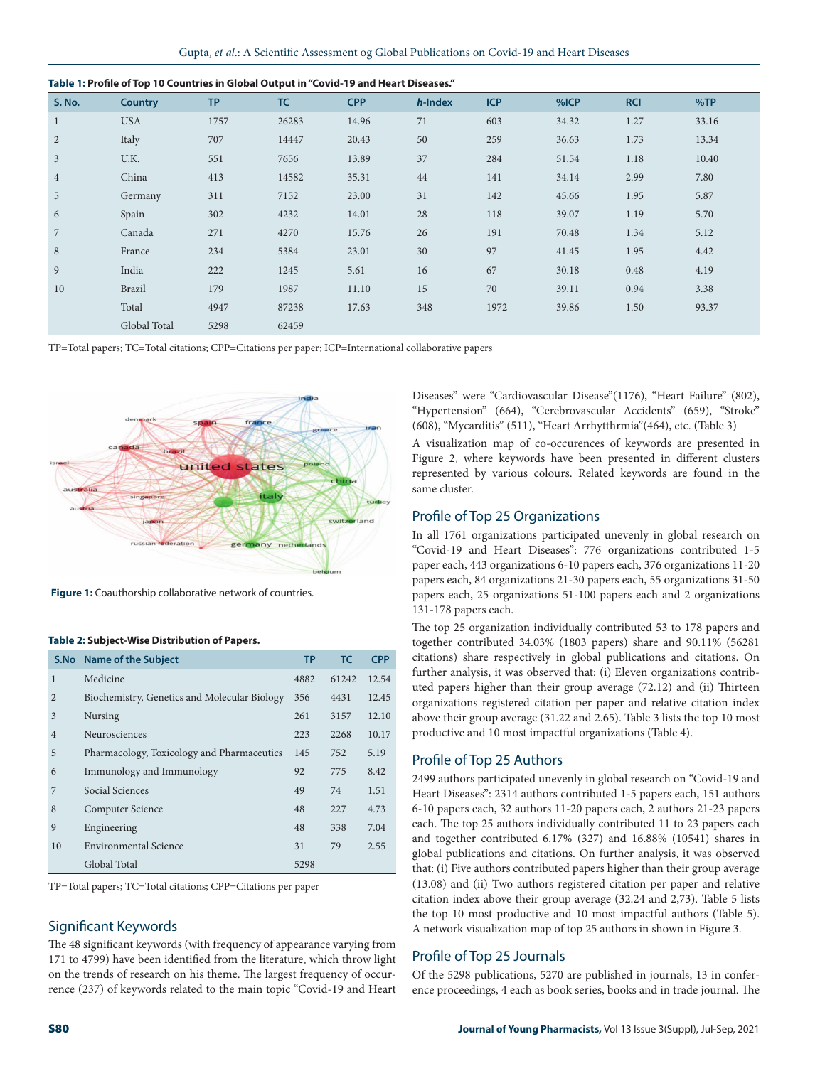**Table 1: Profile of Top 10 Countries in Global Output in "Covid-19 and Heart Diseases."**

| S. No. | Country | TP | TC | CPP | *h*-Index | ICP | %ICP | RCI | %TP |
|---|---|---|---|---|---|---|---|---|---|
| 1 | USA | 1757 | 26283 | 14.96 | 71 | 603 | 34.32 | 1.27 | 33.16 |
| 2 | Italy | 707 | 14447 | 20.43 | 50 | 259 | 36.63 | 1.73 | 13.34 |
| 3 | U.K. | 551 | 7656 | 13.89 | 37 | 284 | 51.54 | 1.18 | 10.40 |
| 4 | China | 413 | 14582 | 35.31 | 44 | 141 | 34.14 | 2.99 | 7.80 |
| 5 | Germany | 311 | 7152 | 23.00 | 31 | 142 | 45.66 | 1.95 | 5.87 |
| 6 | Spain | 302 | 4232 | 14.01 | 28 | 118 | 39.07 | 1.19 | 5.70 |
| 7 | Canada | 271 | 4270 | 15.76 | 26 | 191 | 70.48 | 1.34 | 5.12 |
| 8 | France | 234 | 5384 | 23.01 | 30 | 97 | 41.45 | 1.95 | 4.42 |
| 9 | India | 222 | 1245 | 5.61 | 16 | 67 | 30.18 | 0.48 | 4.19 |
| 10 | Brazil | 179 | 1987 | 11.10 | 15 | 70 | 39.11 | 0.94 | 3.38 |
| | Total | 4947 | 87238 | 17.63 | 348 | 1972 | 39.86 | 1.50 | 93.37 |
| | Global Total | 5298 | 62459 | | | | | | |

TP=Total papers; TC=Total citations; CPP=Citations per paper; ICP=International collaborative papers

**Figure 1:** Coauthorship collaborative network of countries.

**Table 2: Subject-Wise Distribution of Papers.**

| S.No | Name of the Subject | TP | TC | CPP |
|---|---|---|---|---|
| 1 | Medicine | 4882 | 61242 | 12.54 |
| 2 | Biochemistry, Genetics and Molecular Biology | 356 | 4431 | 12.45 |
| 3 | Nursing | 261 | 3157 | 12.10 |
| 4 | Neurosciences | 223 | 2268 | 10.17 |
| 5 | Pharmacology, Toxicology and Pharmaceutics | 145 | 752 | 5.19 |
| 6 | Immunology and Immunology | 92 | 775 | 8.42 |
| 7 | Social Sciences | 49 | 74 | 1.51 |
| 8 | Computer Science | 48 | 227 | 4.73 |
| 9 | Engineering | 48 | 338 | 7.04 |
| 10 | Environmental Science | 31 | 79 | 2.55 |
| | Global Total | 5298 | | |

TP=Total papers; TC=Total citations; CPP=Citations per paper

## Significant Keywords

The 48 significant keywords (with frequency of appearance varying from 171 to 4799) have been identified from the literature, which throw light on the trends of research on his theme. The largest frequency of occurrence (237) of keywords related to the main topic "Covid-19 and Heart Diseases" were "Cardiovascular Disease"(1176), "Heart Failure" (802), "Hypertension" (664), "Cerebrovascular Accidents" (659), "Stroke" (608), "Mycarditis" (511), "Heart Arrhytthrmia"(464), etc. (Table 3)

A visualization map of co-occurences of keywords are presented in Figure 2, where keywords have been presented in different clusters represented by various colours. Related keywords are found in the same cluster.

## Profile of Top 25 Organizations

In all 1761 organizations participated unevenly in global research on "Covid-19 and Heart Diseases": 776 organizations contributed 1-5 paper each, 443 organizations 6-10 papers each, 376 organizations 11-20 papers each, 84 organizations 21-30 papers each, 55 organizations 31-50 papers each, 25 organizations 51-100 papers each and 2 organizations 131-178 papers each.

The top 25 organization individually contributed 53 to 178 papers and together contributed 34.03% (1803 papers) share and 90.11% (56281 citations) share respectively in global publications and citations. On further analysis, it was observed that: (i) Eleven organizations contributed papers higher than their group average (72.12) and (ii) Thirteen organizations registered citation per paper and relative citation index above their group average (31.22 and 2.65). Table 3 lists the top 10 most productive and 10 most impactful organizations (Table 4).

## Profile of Top 25 Authors

2499 authors participated unevenly in global research on "Covid-19 and Heart Diseases": 2314 authors contributed 1-5 papers each, 151 authors 6-10 papers each, 32 authors 11-20 papers each, 2 authors 21-23 papers each. The top 25 authors individually contributed 11 to 23 papers each and together contributed 6.17% (327) and 16.88% (10541) shares in global publications and citations. On further analysis, it was observed that: (i) Five authors contributed papers higher than their group average (13.08) and (ii) Two authors registered citation per paper and relative citation index above their group average (32.24 and 2,73). Table 5 lists the top 10 most productive and 10 most impactful authors (Table 5). A network visualization map of top 25 authors in shown in Figure 3.

## Profile of Top 25 Journals

Of the 5298 publications, 5270 are published in journals, 13 in conference proceedings, 4 each as book series, books and in trade journal. The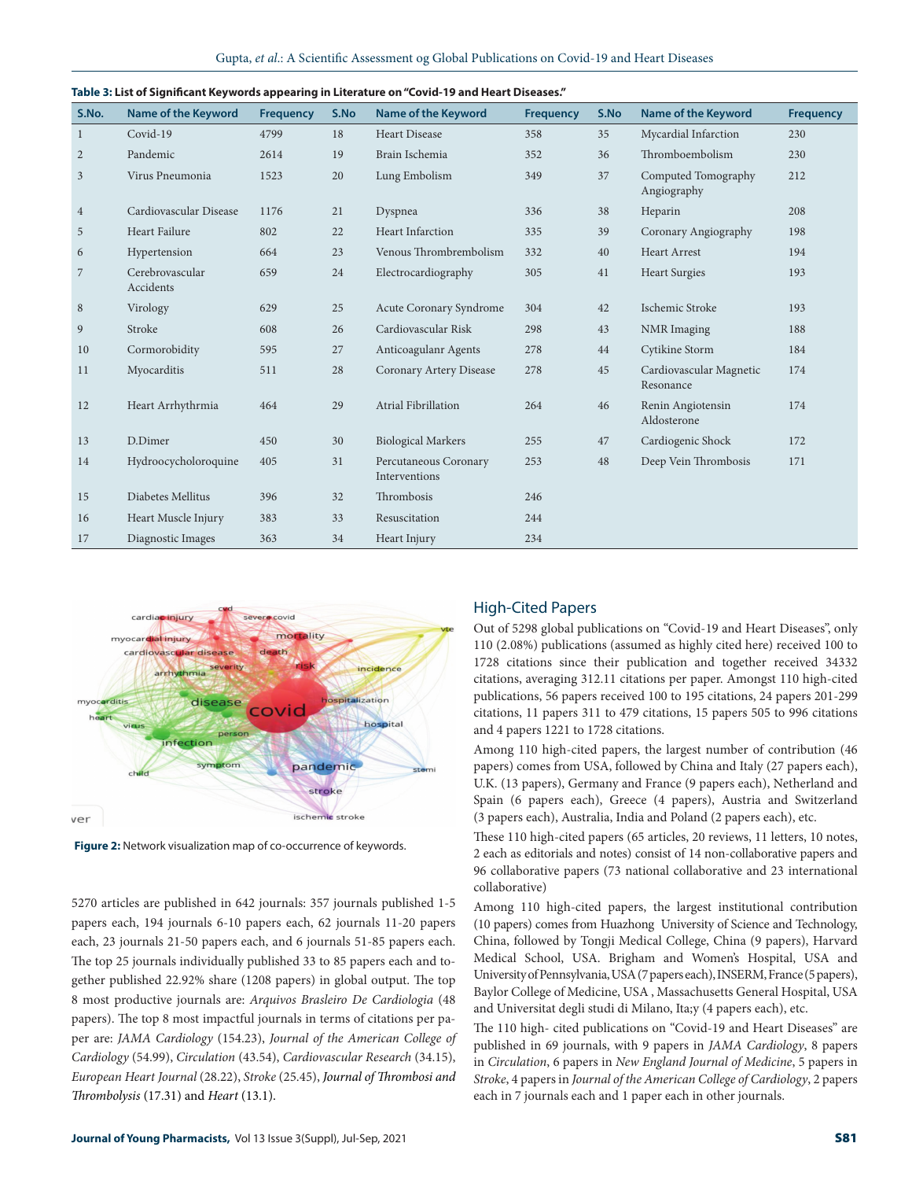**Table 3: List of Significant Keywords appearing in Literature on "Covid-19 and Heart Diseases."**

| S.No. | Name of the Keyword | Frequency | S.No | Name of the Keyword | Frequency | S.No | Name of the Keyword | Frequency |
|---|---|---|---|---|---|---|---|---|
| 1 | Covid-19 | 4799 | 18 | Heart Disease | 358 | 35 | Mycardial Infarction | 230 |
| 2 | Pandemic | 2614 | 19 | Brain Ischemia | 352 | 36 | Thromboembolism | 230 |
| 3 | Virus Pneumonia | 1523 | 20 | Lung Embolism | 349 | 37 | Computed Tomography Angiography | 212 |
| 4 | Cardiovascular Disease | 1176 | 21 | Dyspnea | 336 | 38 | Heparin | 208 |
| 5 | Heart Failure | 802 | 22 | Heart Infarction | 335 | 39 | Coronary Angiography | 198 |
| 6 | Hypertension | 664 | 23 | Venous Thrombrembolism | 332 | 40 | Heart Arrest | 194 |
| 7 | Cerebrovascular Accidents | 659 | 24 | Electrocardiography | 305 | 41 | Heart Surgies | 193 |
| 8 | Virology | 629 | 25 | Acute Coronary Syndrome | 304 | 42 | Ischemic Stroke | 193 |
| 9 | Stroke | 608 | 26 | Cardiovascular Risk | 298 | 43 | NMR Imaging | 188 |
| 10 | Cormorobidity | 595 | 27 | Anticoagulanr Agents | 278 | 44 | Cytikine Storm | 184 |
| 11 | Myocarditis | 511 | 28 | Coronary Artery Disease | 278 | 45 | Cardiovascular Magnetic Resonance | 174 |
| 12 | Heart Arrhythrmia | 464 | 29 | Atrial Fibrillation | 264 | 46 | Renin Angiotensin Aldosterone | 174 |
| 13 | D.Dimer | 450 | 30 | Biological Markers | 255 | 47 | Cardiogenic Shock | 172 |
| 14 | Hydroocycholoroquine | 405 | 31 | Percutaneous Coronary Interventions | 253 | 48 | Deep Vein Thrombosis | 171 |
| 15 | Diabetes Mellitus | 396 | 32 | Thrombosis | 246 | | | |
| 16 | Heart Muscle Injury | 383 | 33 | Resuscitation | 244 | | | |
| 17 | Diagnostic Images | 363 | 34 | Heart Injury | 234 | | | |

**Figure 2:** Network visualization map of co-occurrence of keywords.

5270 articles are published in 642 journals: 357 journals published 1-5 papers each, 194 journals 6-10 papers each, 62 journals 11-20 papers each, 23 journals 21-50 papers each, and 6 journals 51-85 papers each. The top 25 journals individually published 33 to 85 papers each and together published 22.92% share (1208 papers) in global output. The top 8 most productive journals are: *Arquivos Brasleiro De Cardiologia* (48 papers). The top 8 most impactful journals in terms of citations per paper are: *JAMA Cardiology* (154.23), *Journal of the American College of Cardiology* (54.99), *Circulation* (43.54), *Cardiovascular Research* (34.15), *European Heart Journal* (28.22), *Stroke* (25.45), *Journal of Thrombosi and Thrombolysis* (17.31) and *Heart* (13.1).

## High-Cited Papers

Out of 5298 global publications on "Covid-19 and Heart Diseases", only 110 (2.08%) publications (assumed as highly cited here) received 100 to 1728 citations since their publication and together received 34332 citations, averaging 312.11 citations per paper. Amongst 110 high-cited publications, 56 papers received 100 to 195 citations, 24 papers 201-299 citations, 11 papers 311 to 479 citations, 15 papers 505 to 996 citations and 4 papers 1221 to 1728 citations.

Among 110 high-cited papers, the largest number of contribution (46 papers) comes from USA, followed by China and Italy (27 papers each), U.K. (13 papers), Germany and France (9 papers each), Netherland and Spain (6 papers each), Greece (4 papers), Austria and Switzerland (3 papers each), Australia, India and Poland (2 papers each), etc.

These 110 high-cited papers (65 articles, 20 reviews, 11 letters, 10 notes, 2 each as editorials and notes) consist of 14 non-collaborative papers and 96 collaborative papers (73 national collaborative and 23 international collaborative)

Among 110 high-cited papers, the largest institutional contribution (10 papers) comes from Huazhong University of Science and Technology, China, followed by Tongji Medical College, China (9 papers), Harvard Medical School, USA. Brigham and Women's Hospital, USA and University of Pennsylvania, USA (7 papers each), INSERM, France (5 papers), Baylor College of Medicine, USA , Massachusetts General Hospital, USA and Universitat degli studi di Milano, Ita;y (4 papers each), etc.

The 110 high- cited publications on "Covid-19 and Heart Diseases" are published in 69 journals, with 9 papers in *JAMA Cardiology*, 8 papers in *Circulation*, 6 papers in *New England Journal of Medicine*, 5 papers in *Stroke*, 4 papers in *Journal of the American College of Cardiology*, 2 papers each in 7 journals each and 1 paper each in other journals.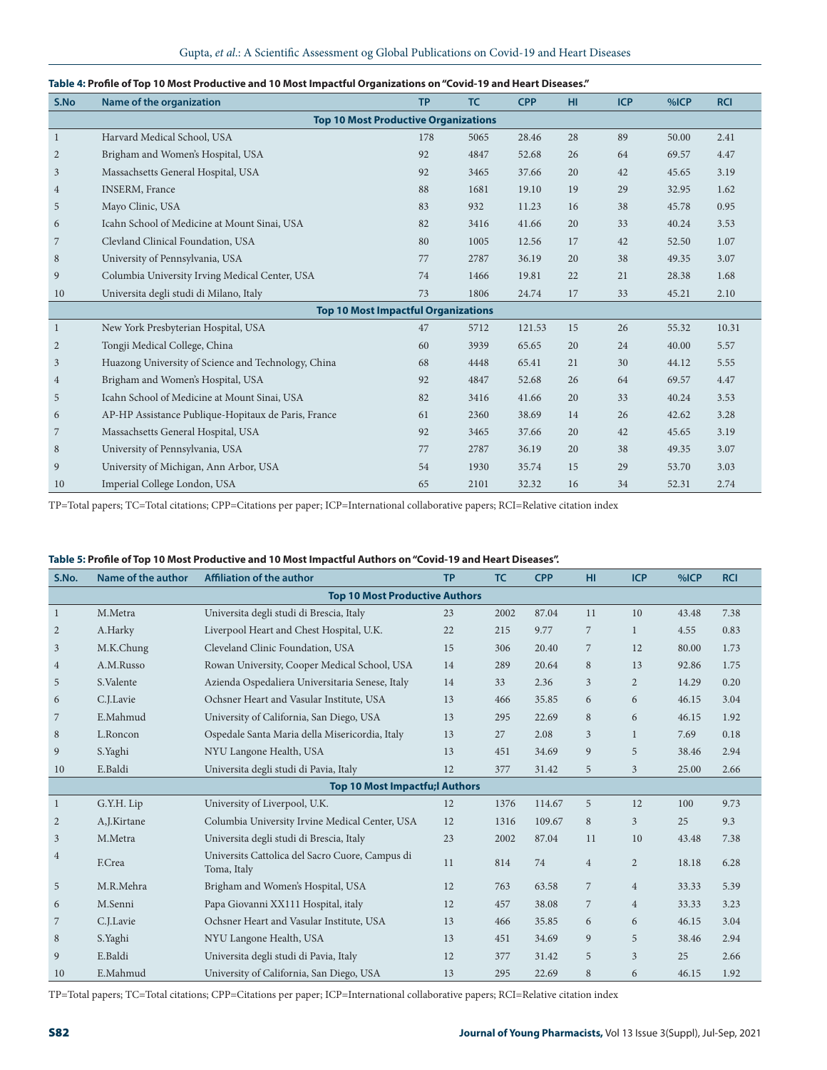**Table 4: Profile of Top 10 Most Productive and 10 Most Impactful Organizations on "Covid-19 and Heart Diseases."**

| S.No | Name of the organization | TP | TC | CPP | HI | ICP | %ICP | RCI |
|---|---|---|---|---|---|---|---|---|
| | **Top 10 Most Productive Organizations** | | | | | | | |
| 1 | Harvard Medical School, USA | 178 | 5065 | 28.46 | 28 | 89 | 50.00 | 2.41 |
| 2 | Brigham and Women's Hospital, USA | 92 | 4847 | 52.68 | 26 | 64 | 69.57 | 4.47 |
| 3 | Massachsetts General Hospital, USA | 92 | 3465 | 37.66 | 20 | 42 | 45.65 | 3.19 |
| 4 | INSERM, France | 88 | 1681 | 19.10 | 19 | 29 | 32.95 | 1.62 |
| 5 | Mayo Clinic, USA | 83 | 932 | 11.23 | 16 | 38 | 45.78 | 0.95 |
| 6 | Icahn School of Medicine at Mount Sinai, USA | 82 | 3416 | 41.66 | 20 | 33 | 40.24 | 3.53 |
| 7 | Clevland Clinical Foundation, USA | 80 | 1005 | 12.56 | 17 | 42 | 52.50 | 1.07 |
| 8 | University of Pennsylvania, USA | 77 | 2787 | 36.19 | 20 | 38 | 49.35 | 3.07 |
| 9 | Columbia University Irving Medical Center, USA | 74 | 1466 | 19.81 | 22 | 21 | 28.38 | 1.68 |
| 10 | Universita degli studi di Milano, Italy | 73 | 1806 | 24.74 | 17 | 33 | 45.21 | 2.10 |
| | **Top 10 Most Impactful Organizations** | | | | | | | |
| 1 | New York Presbyterian Hospital, USA | 47 | 5712 | 121.53 | 15 | 26 | 55.32 | 10.31 |
| 2 | Tongji Medical College, China | 60 | 3939 | 65.65 | 20 | 24 | 40.00 | 5.57 |
| 3 | Huazong University of Science and Technology, China | 68 | 4448 | 65.41 | 21 | 30 | 44.12 | 5.55 |
| 4 | Brigham and Women's Hospital, USA | 92 | 4847 | 52.68 | 26 | 64 | 69.57 | 4.47 |
| 5 | Icahn School of Medicine at Mount Sinai, USA | 82 | 3416 | 41.66 | 20 | 33 | 40.24 | 3.53 |
| 6 | AP-HP Assistance Publique-Hopitaux de Paris, France | 61 | 2360 | 38.69 | 14 | 26 | 42.62 | 3.28 |
| 7 | Massachsetts General Hospital, USA | 92 | 3465 | 37.66 | 20 | 42 | 45.65 | 3.19 |
| 8 | University of Pennsylvania, USA | 77 | 2787 | 36.19 | 20 | 38 | 49.35 | 3.07 |
| 9 | University of Michigan, Ann Arbor, USA | 54 | 1930 | 35.74 | 15 | 29 | 53.70 | 3.03 |
| 10 | Imperial College London, USA | 65 | 2101 | 32.32 | 16 | 34 | 52.31 | 2.74 |

TP=Total papers; TC=Total citations; CPP=Citations per paper; ICP=International collaborative papers; RCI=Relative citation index

**Table 5: Profile of Top 10 Most Productive and 10 Most Impactful Authors on "Covid-19 and Heart Diseases".**

| S.No. | Name of the author | Affiliation of the author | TP | TC | CPP | HI | ICP | %ICP | RCI |
|---|---|---|---|---|---|---|---|---|---|
| | | **Top 10 Most Productive Authors** | | | | | | | |
| 1 | M.Metra | Universita degli studi di Brescia, Italy | 23 | 2002 | 87.04 | 11 | 10 | 43.48 | 7.38 |
| 2 | A.Harky | Liverpool Heart and Chest Hospital, U.K. | 22 | 215 | 9.77 | 7 | 1 | 4.55 | 0.83 |
| 3 | M.K.Chung | Cleveland Clinic Foundation, USA | 15 | 306 | 20.40 | 7 | 12 | 80.00 | 1.73 |
| 4 | A.M.Russo | Rowan University, Cooper Medical School, USA | 14 | 289 | 20.64 | 8 | 13 | 92.86 | 1.75 |
| 5 | S.Valente | Azienda Ospedaliera Universitaria Senese, Italy | 14 | 33 | 2.36 | 3 | 2 | 14.29 | 0.20 |
| 6 | C.J.Lavie | Ochsner Heart and Vasular Institute, USA | 13 | 466 | 35.85 | 6 | 6 | 46.15 | 3.04 |
| 7 | E.Mahmud | University of California, San Diego, USA | 13 | 295 | 22.69 | 8 | 6 | 46.15 | 1.92 |
| 8 | L.Roncon | Ospedale Santa Maria della Misericordia, Italy | 13 | 27 | 2.08 | 3 | 1 | 7.69 | 0.18 |
| 9 | S.Yaghi | NYU Langone Health, USA | 13 | 451 | 34.69 | 9 | 5 | 38.46 | 2.94 |
| 10 | E.Baldi | Universita degli studi di Pavia, Italy | 12 | 377 | 31.42 | 5 | 3 | 25.00 | 2.66 |
| | | **Top 10 Most Impactfu;l Authors** | | | | | | | |
| 1 | G.Y.H. Lip | University of Liverpool, U.K. | 12 | 1376 | 114.67 | 5 | 12 | 100 | 9.73 |
| 2 | A,J.Kirtane | Columbia University Irvine Medical Center, USA | 12 | 1316 | 109.67 | 8 | 3 | 25 | 9.3 |
| 3 | M.Metra | Universita degli studi di Brescia, Italy | 23 | 2002 | 87.04 | 11 | 10 | 43.48 | 7.38 |
| 4 | F.Crea | Universits Cattolica del Sacro Cuore, Campus di Toma, Italy | 11 | 814 | 74 | 4 | 2 | 18.18 | 6.28 |
| 5 | M.R.Mehra | Brigham and Women's Hospital, USA | 12 | 763 | 63.58 | 7 | 4 | 33.33 | 5.39 |
| 6 | M.Senni | Papa Giovanni XX111 Hospital, italy | 12 | 457 | 38.08 | 7 | 4 | 33.33 | 3.23 |
| 7 | C.J.Lavie | Ochsner Heart and Vasular Institute, USA | 13 | 466 | 35.85 | 6 | 6 | 46.15 | 3.04 |
| 8 | S.Yaghi | NYU Langone Health, USA | 13 | 451 | 34.69 | 9 | 5 | 38.46 | 2.94 |
| 9 | E.Baldi | Universita degli studi di Pavia, Italy | 12 | 377 | 31.42 | 5 | 3 | 25 | 2.66 |
| 10 | E.Mahmud | University of California, San Diego, USA | 13 | 295 | 22.69 | 8 | 6 | 46.15 | 1.92 |

TP=Total papers; TC=Total citations; CPP=Citations per paper; ICP=International collaborative papers; RCI=Relative citation index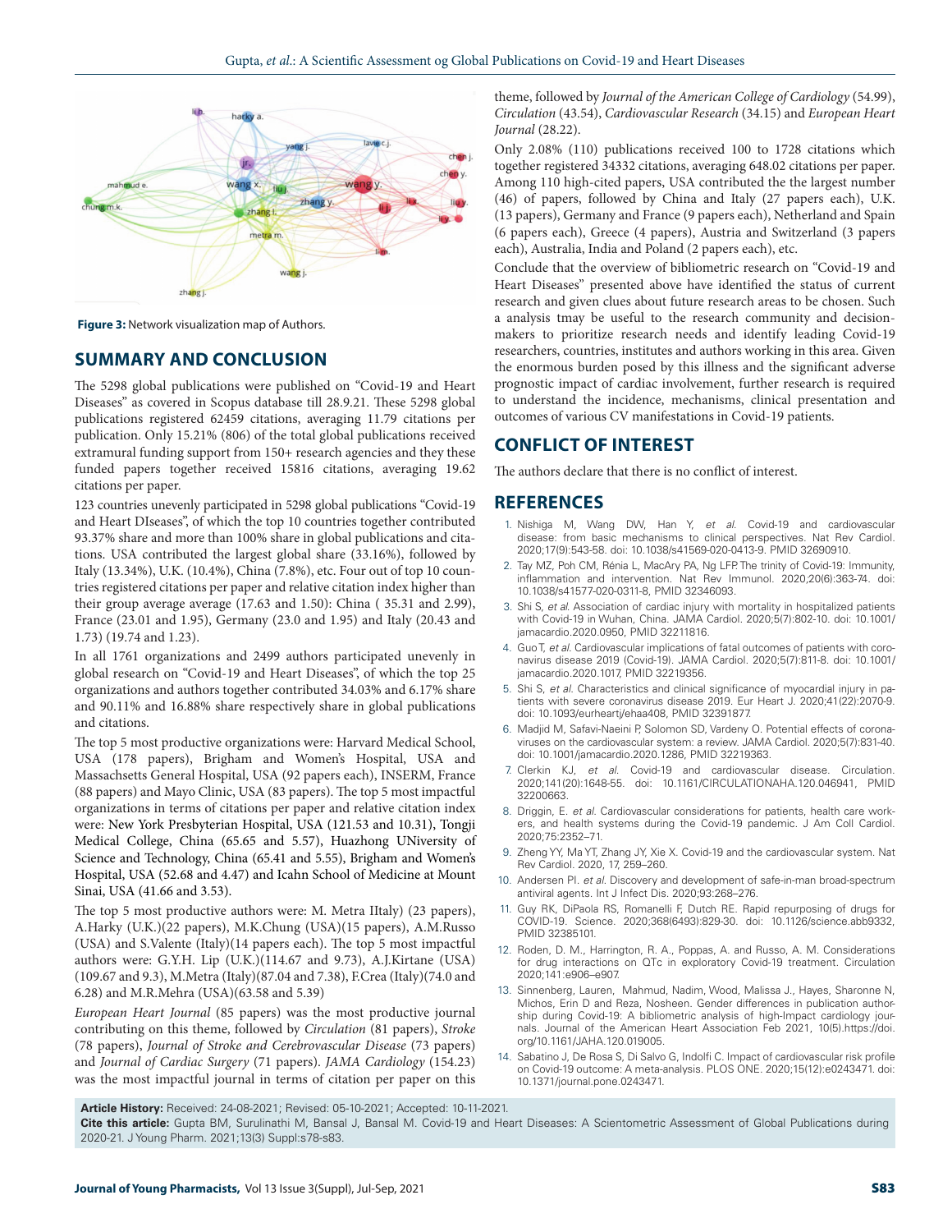li b.

harky a.

yang j.

lavie c.j.

chen j.

chen y.

mahmud e.

jr.

wang x.

liu j.

wang y.

chung m.k.

zhang y.

li x.

liu y.

li j.

li y.

zhang l.

metra m.

li m.

wang j.

zhang j.

**Figure 3:** Network visualization map of Authors.

## SUMMARY AND CONCLUSION

The 5298 global publications were published on "Covid-19 and Heart Diseases" as covered in Scopus database till 28.9.21. These 5298 global publications registered 62459 citations, averaging 11.79 citations per publication. Only 15.21% (806) of the total global publications received extramural funding support from 150+ research agencies and they these funded papers together received 15816 citations, averaging 19.62 citations per paper.

123 countries unevenly participated in 5298 global publications "Covid-19 and Heart DIseases", of which the top 10 countries together contributed 93.37% share and more than 100% share in global publications and citations. USA contributed the largest global share (33.16%), followed by Italy (13.34%), U.K. (10.4%), China (7.8%), etc. Four out of top 10 countries registered citations per paper and relative citation index higher than their group average average (17.63 and 1.50): China ( 35.31 and 2.99), France (23.01 and 1.95), Germany (23.0 and 1.95) and Italy (20.43 and 1.73) (19.74 and 1.23).

In all 1761 organizations and 2499 authors participated unevenly in global research on "Covid-19 and Heart Diseases", of which the top 25 organizations and authors together contributed 34.03% and 6.17% share and 90.11% and 16.88% share respectively share in global publications and citations.

The top 5 most productive organizations were: Harvard Medical School, USA (178 papers), Brigham and Women's Hospital, USA and Massachsetts General Hospital, USA (92 papers each), INSERM, France (88 papers) and Mayo Clinic, USA (83 papers). The top 5 most impactful organizations in terms of citations per paper and relative citation index were: New York Presbyterian Hospital, USA (121.53 and 10.31), Tongji Medical College, China (65.65 and 5.57), Huazhong UNiversity of Science and Technology, China (65.41 and 5.55), Brigham and Women's Hospital, USA (52.68 and 4.47) and Icahn School of Medicine at Mount Sinai, USA (41.66 and 3.53).

The top 5 most productive authors were: M. Metra IItaly) (23 papers), A.Harky (U.K.)(22 papers), M.K.Chung (USA)(15 papers), A.M.Russo (USA) and S.Valente (Italy)(14 papers each). The top 5 most impactful authors were: G.Y.H. Lip (U.K.)(114.67 and 9.73), A.J.Kirtane (USA) (109.67 and 9.3), M.Metra (Italy)(87.04 and 7.38), F.Crea (Italy)(74.0 and 6.28) and M.R.Mehra (USA)(63.58 and 5.39)

*European Heart Journal* (85 papers) was the most productive journal contributing on this theme, followed by *Circulation* (81 papers), *Stroke* (78 papers), *Journal of Stroke and Cerebrovascular Disease* (73 papers) and *Journal of Cardiac Surgery* (71 papers). *JAMA Cardiology* (154.23) was the most impactful journal in terms of citation per paper on this theme, followed by *Journal of the American College of Cardiology* (54.99), *Circulation* (43.54), *Cardiovascular Research* (34.15) and *European Heart Journal* (28.22).

Only 2.08% (110) publications received 100 to 1728 citations which together registered 34332 citations, averaging 648.02 citations per paper. Among 110 high-cited papers, USA contributed the the largest number (46) of papers, followed by China and Italy (27 papers each), U.K. (13 papers), Germany and France (9 papers each), Netherland and Spain (6 papers each), Greece (4 papers), Austria and Switzerland (3 papers each), Australia, India and Poland (2 papers each), etc.

Conclude that the overview of bibliometric research on "Covid-19 and Heart Diseases" presented above have identified the status of current research and given clues about future research areas to be chosen. Such a analysis tmay be useful to the research community and decision-makers to prioritize research needs and identify leading Covid-19 researchers, countries, institutes and authors working in this area. Given the enormous burden posed by this illness and the significant adverse prognostic impact of cardiac involvement, further research is required to understand the incidence, mechanisms, clinical presentation and outcomes of various CV manifestations in Covid-19 patients.

## CONFLICT OF INTEREST

The authors declare that there is no conflict of interest.

## REFERENCES

1. Nishiga M, Wang DW, Han Y, *et al.* Covid-19 and cardiovascular disease: from basic mechanisms to clinical perspectives. Nat Rev Cardiol. 2020;17(9):543-58. doi: 10.1038/s41569-020-0413-9. PMID 32690910.
2. Tay MZ, Poh CM, Rénia L, MacAry PA, Ng LFP. The trinity of Covid-19: Immunity, inflammation and intervention. Nat Rev Immunol. 2020;20(6):363-74. doi: 10.1038/s41577-020-0311-8, PMID 32346093.
3. Shi S, *et al.* Association of cardiac injury with mortality in hospitalized patients with Covid-19 in Wuhan, China. JAMA Cardiol. 2020;5(7):802-10. doi: 10.1001/jamacardio.2020.0950, PMID 32211816.
4. Guo T, *et al.* Cardiovascular implications of fatal outcomes of patients with coronavirus disease 2019 (Covid-19). JAMA Cardiol. 2020;5(7):811-8. doi: 10.1001/jamacardio.2020.1017, PMID 32219356.
5. Shi S, *et al.* Characteristics and clinical significance of myocardial injury in patients with severe coronavirus disease 2019. Eur Heart J. 2020;41(22):2070-9. doi: 10.1093/eurheartj/ehaa408, PMID 32391877.
6. Madjid M, Safavi-Naeini P, Solomon SD, Vardeny O. Potential effects of coronaviruses on the cardiovascular system: a review. JAMA Cardiol. 2020;5(7):831-40. doi: 10.1001/jamacardio.2020.1286, PMID 32219363.
7. Clerkin KJ, *et al.* Covid-19 and cardiovascular disease. Circulation. 2020;141(20):1648-55. doi: 10.1161/CIRCULATIONAHA.120.046941, PMID 32200663.
8. Driggin, E. *et al.* Cardiovascular considerations for patients, health care workers, and health systems during the Covid-19 pandemic. J Am Coll Cardiol. 2020;75:2352–71.
9. Zheng YY, Ma YT, Zhang JY, Xie X. Covid-19 and the cardiovascular system. Nat Rev Cardiol. 2020, 17, 259–260.
10. Andersen PI. *et al.* Discovery and development of safe-in-man broad-spectrum antiviral agents. Int J Infect Dis. 2020;93:268–276.
11. Guy RK, DiPaola RS, Romanelli F, Dutch RE. Rapid repurposing of drugs for COVID-19. Science. 2020;368(6493):829-30. doi: 10.1126/science.abb9332, PMID 32385101.
12. Roden, D. M., Harrington, R. A., Poppas, A. and Russo, A. M. Considerations for drug interactions on QTc in exploratory Covid-19 treatment. Circulation 2020;141:e906–e907.
13. Sinnenberg, Lauren, Mahmud, Nadim, Wood, Malissa J., Hayes, Sharonne N, Michos, Erin D and Reza, Nosheen. Gender differences in publication authorship during Covid-19: A bibliometric analysis of high-Impact cardiology journals. Journal of the American Heart Association Feb 2021, 10(5).https://doi.org/10.1161/JAHA.120.019005.
14. Sabatino J, De Rosa S, Di Salvo G, Indolfi C. Impact of cardiovascular risk profile on Covid-19 outcome: A meta-analysis. PLOS ONE. 2020;15(12):e0243471. doi: 10.1371/journal.pone.0243471.

**Article History:** Received: 24-08-2021; Revised: 05-10-2021; Accepted: 10-11-2021.

**Cite this article:** Gupta BM, Surulinathi M, Bansal J, Bansal M. Covid-19 and Heart Diseases: A Scientometric Assessment of Global Publications during 2020-21. J Young Pharm. 2021;13(3) Suppl:s78-s83.